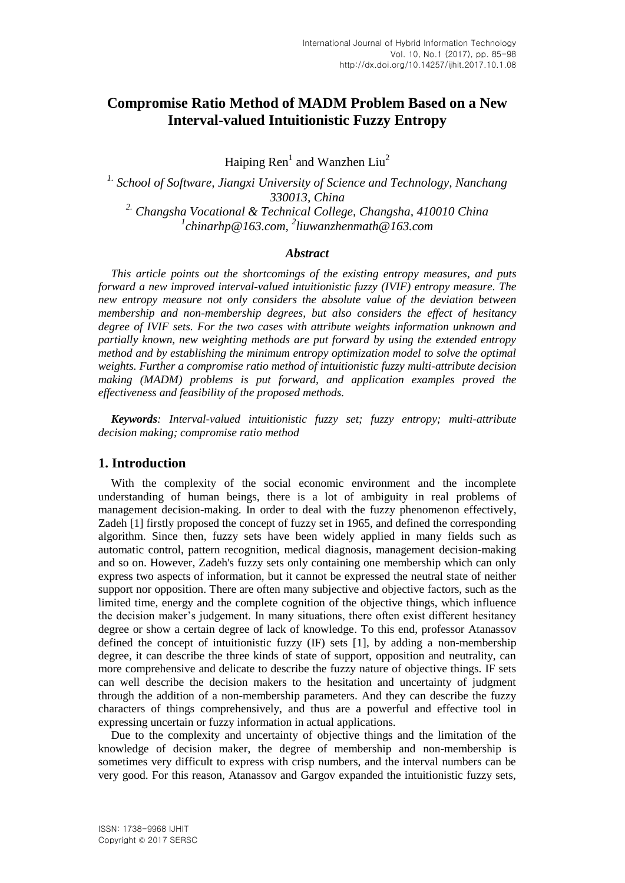# Compromise Ratio Method of MADM Problem Based on a New Interval-valued Intuitionistic Fuzzy Entropy

Haiping Ren[1] and Wanzhen Liu[2]

*[1] School of Software, Jiangxi University of Science and Technology, Nanchang 330013, China*
*[2] Changsha Vocational & Technical College, Changsha, 410010 China*
*[1]chinarhp@163.com, [2]liuwanzhenmath@163.com*

### *Abstract*

*This article points out the shortcomings of the existing entropy measures, and puts forward a new improved interval-valued intuitionistic fuzzy (IVIF) entropy measure. The new entropy measure not only considers the absolute value of the deviation between membership and non-membership degrees, but also considers the effect of hesitancy degree of IVIF sets. For the two cases with attribute weights information unknown and partially known, new weighting methods are put forward by using the extended entropy method and by establishing the minimum entropy optimization model to solve the optimal weights. Further a compromise ratio method of intuitionistic fuzzy multi-attribute decision making (MADM) problems is put forward, and application examples proved the effectiveness and feasibility of the proposed methods.*

***Keywords**: Interval-valued intuitionistic fuzzy set; fuzzy entropy; multi-attribute decision making; compromise ratio method*

## 1. Introduction

With the complexity of the social economic environment and the incomplete understanding of human beings, there is a lot of ambiguity in real problems of management decision-making. In order to deal with the fuzzy phenomenon effectively, Zadeh [1] firstly proposed the concept of fuzzy set in 1965, and defined the corresponding algorithm. Since then, fuzzy sets have been widely applied in many fields such as automatic control, pattern recognition, medical diagnosis, management decision-making and so on. However, Zadeh's fuzzy sets only containing one membership which can only express two aspects of information, but it cannot be expressed the neutral state of neither support nor opposition. There are often many subjective and objective factors, such as the limited time, energy and the complete cognition of the objective things, which influence the decision maker's judgement. In many situations, there often exist different hesitancy degree or show a certain degree of lack of knowledge. To this end, professor Atanassov defined the concept of intuitionistic fuzzy (IF) sets [1], by adding a non-membership degree, it can describe the three kinds of state of support, opposition and neutrality, can more comprehensive and delicate to describe the fuzzy nature of objective things. IF sets can well describe the decision makers to the hesitation and uncertainty of judgment through the addition of a non-membership parameters. And they can describe the fuzzy characters of things comprehensively, and thus are a powerful and effective tool in expressing uncertain or fuzzy information in actual applications.

Due to the complexity and uncertainty of objective things and the limitation of the knowledge of decision maker, the degree of membership and non-membership is sometimes very difficult to express with crisp numbers, and the interval numbers can be very good. For this reason, Atanassov and Gargov expanded the intuitionistic fuzzy sets,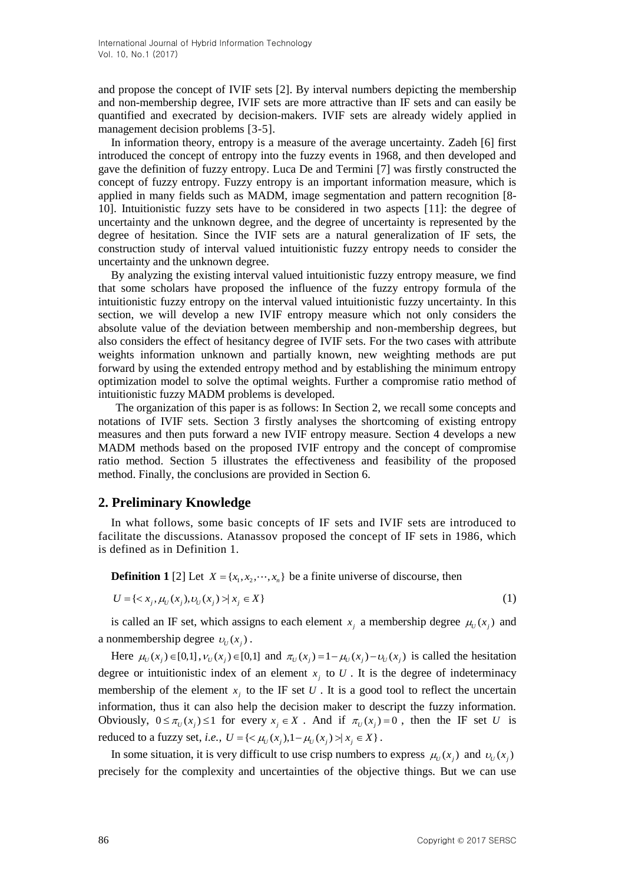and propose the concept of IVIF sets [2]. By interval numbers depicting the membership and non-membership degree, IVIF sets are more attractive than IF sets and can easily be quantified and execrated by decision-makers. IVIF sets are already widely applied in management decision problems [3-5].

In information theory, entropy is a measure of the average uncertainty. Zadeh [6] first introduced the concept of entropy into the fuzzy events in 1968, and then developed and gave the definition of fuzzy entropy. Luca De and Termini [7] was firstly constructed the concept of fuzzy entropy. Fuzzy entropy is an important information measure, which is applied in many fields such as MADM, image segmentation and pattern recognition [8-10]. Intuitionistic fuzzy sets have to be considered in two aspects [11]: the degree of uncertainty and the unknown degree, and the degree of uncertainty is represented by the degree of hesitation. Since the IVIF sets are a natural generalization of IF sets, the construction study of interval valued intuitionistic fuzzy entropy needs to consider the uncertainty and the unknown degree.

By analyzing the existing interval valued intuitionistic fuzzy entropy measure, we find that some scholars have proposed the influence of the fuzzy entropy formula of the intuitionistic fuzzy entropy on the interval valued intuitionistic fuzzy uncertainty. In this section, we will develop a new IVIF entropy measure which not only considers the absolute value of the deviation between membership and non-membership degrees, but also considers the effect of hesitancy degree of IVIF sets. For the two cases with attribute weights information unknown and partially known, new weighting methods are put forward by using the extended entropy method and by establishing the minimum entropy optimization model to solve the optimal weights. Further a compromise ratio method of intuitionistic fuzzy MADM problems is developed.

The organization of this paper is as follows: In Section 2, we recall some concepts and notations of IVIF sets. Section 3 firstly analyses the shortcoming of existing entropy measures and then puts forward a new IVIF entropy measure. Section 4 develops a new MADM methods based on the proposed IVIF entropy and the concept of compromise ratio method. Section 5 illustrates the effectiveness and feasibility of the proposed method. Finally, the conclusions are provided in Section 6.

## 2. Preliminary Knowledge

In what follows, some basic concepts of IF sets and IVIF sets are introduced to facilitate the discussions. Atanassov proposed the concept of IF sets in 1986, which is defined as in Definition 1.

**Definition 1** [2] Let $X = \{x_1, x_2, \cdots, x_n\}$ be a finite universe of discourse, then

$$U = \{< x_j, \mu_U(x_j), \upsilon_U(x_j) > | \, x_j \in X\} \tag{1}$$

is called an IF set, which assigns to each element $x_j$ a membership degree $\mu_U(x_j)$ and a nonmembership degree $\upsilon_U(x_j)$.

Here $\mu_U(x_j) \in [0,1]$, $\nu_U(x_j) \in [0,1]$ and $\pi_U(x_j) = 1 - \mu_U(x_j) - \upsilon_U(x_j)$ is called the hesitation degree or intuitionistic index of an element $x_j$ to $U$. It is the degree of indeterminacy membership of the element $x_j$ to the IF set $U$. It is a good tool to reflect the uncertain information, thus it can also help the decision maker to descript the fuzzy information. Obviously, $0 \le \pi_U(x_j) \le 1$ for every $x_j \in X$. And if $\pi_U(x_j) = 0$, then the IF set $U$ is reduced to a fuzzy set, *i.e.*, $U = \{< \mu_U(x_j), 1 - \mu_U(x_j) > | \, x_j \in X\}$.

In some situation, it is very difficult to use crisp numbers to express $\mu_U(x_j)$ and $\upsilon_U(x_j)$ precisely for the complexity and uncertainties of the objective things. But we can use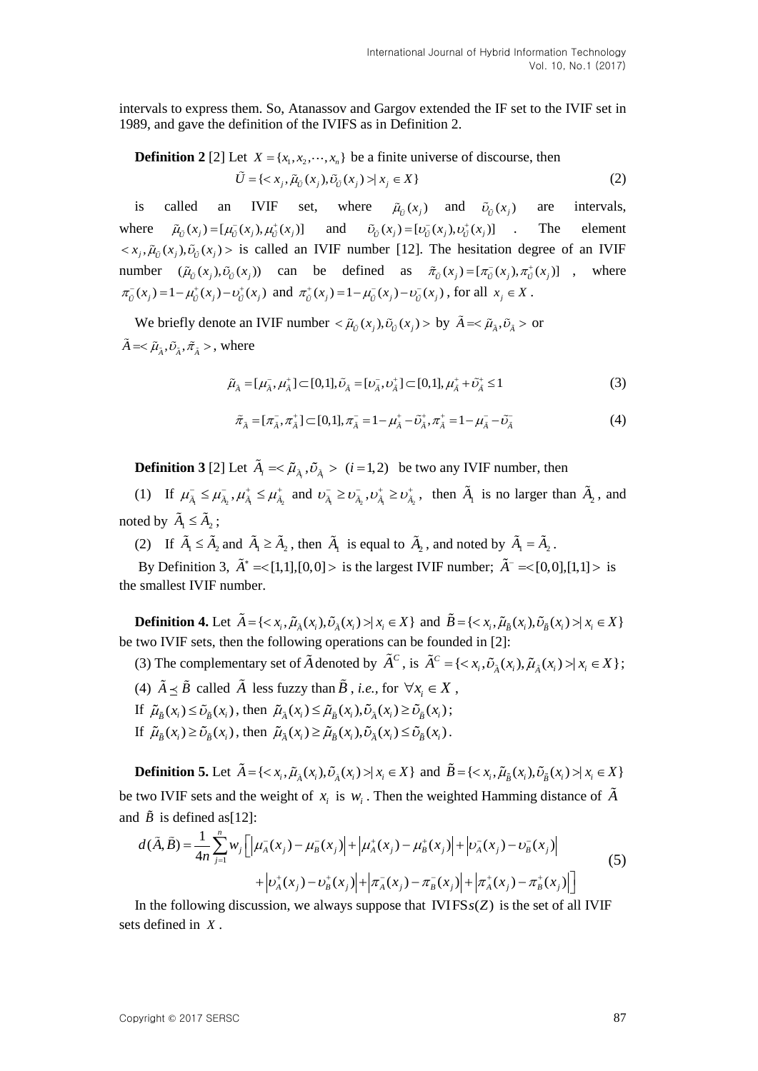intervals to express them. So, Atanassov and Gargov extended the IF set to the IVIF set in 1989, and gave the definition of the IVIFS as in Definition 2.

**Definition 2** [2] Let $X = \{x_1, x_2, \cdots, x_n\}$ be a finite universe of discourse, then

$$\tilde{U} = \{< x_j, \tilde{\mu}_{\tilde{U}}(x_j), \tilde{\upsilon}_{\tilde{U}}(x_j) >| x_j \in X\} \tag{2}$$

is called an IVIF set, where $\tilde{\mu}_{\tilde{U}}(x_j)$ and $\tilde{\upsilon}_{\tilde{U}}(x_j)$ are intervals, where $\tilde{\mu}_{\tilde{U}}(x_j) = [\mu^-_{\tilde{U}}(x_j), \mu^+_{\tilde{U}}(x_j)]$ and $\tilde{\upsilon}_{\tilde{U}}(x_j) = [\upsilon^-_{\tilde{U}}(x_j), \upsilon^+_{\tilde{U}}(x_j)]$ . The element $< x_j, \tilde{\mu}_{\tilde{U}}(x_j), \tilde{\upsilon}_{\tilde{U}}(x_j) >$ is called an IVIF number [12]. The hesitation degree of an IVIF number $(\tilde{\mu}_{\tilde{U}}(x_j), \tilde{\upsilon}_{\tilde{U}}(x_j))$ can be defined as $\tilde{\pi}_{\tilde{U}}(x_j) = [\pi^-_{\tilde{U}}(x_j), \pi^+_{\tilde{U}}(x_j)]$ , where $\pi^-_{\tilde{U}}(x_j) = 1 - \mu^+_{\tilde{U}}(x_j) - \upsilon^+_{\tilde{U}}(x_j)$ and $\pi^+_{\tilde{U}}(x_j) = 1 - \mu^-_{\tilde{U}}(x_j) - \upsilon^-_{\tilde{U}}(x_j)$ , for all $x_j \in X$ .

We briefly denote an IVIF number $< \tilde{\mu}_{\tilde{U}}(x_j), \tilde{\upsilon}_{\tilde{U}}(x_j) >$ by $\tilde{A} =< \tilde{\mu}_{\tilde{A}}, \tilde{\upsilon}_{\tilde{A}} >$ or $\tilde{A} =< \tilde{\mu}_{\tilde{A}}, \tilde{\upsilon}_{\tilde{A}}, \tilde{\pi}_{\tilde{A}} >$, where

$$\tilde{\mu}_{\tilde{A}} = [\mu^-_{\tilde{A}}, \mu^+_{\tilde{A}}] \subset [0,1], \tilde{\upsilon}_{\tilde{A}} = [\upsilon^-_{\tilde{A}}, \upsilon^+_{\tilde{A}}] \subset [0,1], \mu^+_{\tilde{A}} + \tilde{\upsilon}^+_{\tilde{A}} \le 1 \tag{3}$$

$$\tilde{\pi}_{\tilde{A}} = [\pi^-_{\tilde{A}}, \pi^+_{\tilde{A}}] \subset [0,1], \pi^-_{\tilde{A}} = 1 - \mu^+_{\tilde{A}} - \tilde{\upsilon}^+_{\tilde{A}}, \pi^+_{\tilde{A}} = 1 - \mu^-_{\tilde{A}} - \tilde{\upsilon}^-_{\tilde{A}} \tag{4}$$

**Definition 3** [2] Let $\tilde{A}_i =< \tilde{\mu}_{\tilde{A}_i}, \tilde{\upsilon}_{\tilde{A}_i} > \ (i = 1,2)$ be two any IVIF number, then

(1) If $\mu^-_{\tilde{A}_1} \le \mu^-_{\tilde{A}_2}, \mu^+_{\tilde{A}_1} \le \mu^+_{\tilde{A}_2}$ and $\upsilon^-_{\tilde{A}_1} \ge \upsilon^-_{\tilde{A}_2}, \upsilon^+_{\tilde{A}_1} \ge \upsilon^+_{\tilde{A}_2}$, then $\tilde{A}_1$ is no larger than $\tilde{A}_2$, and noted by $\tilde{A}_1 \le \tilde{A}_2$;

(2) If $\tilde{A}_1 \le \tilde{A}_2$ and $\tilde{A}_1 \ge \tilde{A}_2$, then $\tilde{A}_1$ is equal to $\tilde{A}_2$, and noted by $\tilde{A}_1 = \tilde{A}_2$.

By Definition 3, $\tilde{A}^* =< [1,1],[0,0] >$ is the largest IVIF number; $\tilde{A}^- =< [0,0],[1,1] >$ is the smallest IVIF number.

**Definition 4.** Let $\tilde{A} = \{< x_i, \tilde{\mu}_{\tilde{A}}(x_i), \tilde{\upsilon}_{\tilde{A}}(x_i) >| x_i \in X\}$ and $\tilde{B} = \{< x_i, \tilde{\mu}_{\tilde{B}}(x_i), \tilde{\upsilon}_{\tilde{B}}(x_i) >| x_i \in X\}$ be two IVIF sets, then the following operations can be founded in [2]:

(3) The complementary set of $\tilde{A}$ denoted by $\tilde{A}^C$, is $\tilde{A}^C = \{< x_i, \tilde{\upsilon}_{\tilde{A}}(x_i), \tilde{\mu}_{\tilde{A}}(x_i) >| x_i \in X\}$;

(4) $\tilde{A} \preceq \tilde{B}$ called $\tilde{A}$ less fuzzy than $\tilde{B}$, *i.e.*, for $\forall x_i \in X$,

If $\tilde{\mu}_{\tilde{B}}(x_i) \le \tilde{\upsilon}_{\tilde{B}}(x_i)$, then $\tilde{\mu}_{\tilde{A}}(x_i) \le \tilde{\mu}_{\tilde{B}}(x_i), \tilde{\upsilon}_{\tilde{A}}(x_i) \ge \tilde{\upsilon}_{\tilde{B}}(x_i)$;

If $\tilde{\mu}_{\tilde{B}}(x_i) \ge \tilde{\upsilon}_{\tilde{B}}(x_i)$, then $\tilde{\mu}_{\tilde{A}}(x_i) \ge \tilde{\mu}_{\tilde{B}}(x_i), \tilde{\upsilon}_{\tilde{A}}(x_i) \le \tilde{\upsilon}_{\tilde{B}}(x_i)$.

**Definition 5.** Let $\tilde{A} = \{< x_i, \tilde{\mu}_{\tilde{A}}(x_i), \tilde{\upsilon}_{\tilde{A}}(x_i) >| x_i \in X\}$ and $\tilde{B} = \{< x_i, \tilde{\mu}_{\tilde{B}}(x_i), \tilde{\upsilon}_{\tilde{B}}(x_i) >| x_i \in X\}$ be two IVIF sets and the weight of $x_i$ is $w_i$. Then the weighted Hamming distance of $\tilde{A}$ and $\tilde{B}$ is defined as[12]:

$$\begin{aligned} d(\tilde{A}, \tilde{B}) = \frac{1}{4n} \sum_{j=1}^{n} w_j \Big[ &\left| \mu^-_A(x_j) - \mu^-_B(x_j) \right| + \left| \mu^+_A(x_j) - \mu^+_B(x_j) \right| + \left| \upsilon^-_A(x_j) - \upsilon^-_B(x_j) \right| \\ &+ \left| \upsilon^+_A(x_j) - \upsilon^+_B(x_j) \right| + \left| \pi^-_A(x_j) - \pi^-_B(x_j) \right| + \left| \pi^+_A(x_j) - \pi^+_B(x_j) \right| \Big] \end{aligned} \tag{5}$$

In the following discussion, we always suppose that $\text{IVIFSs}(Z)$ is the set of all IVIF sets defined in $X$.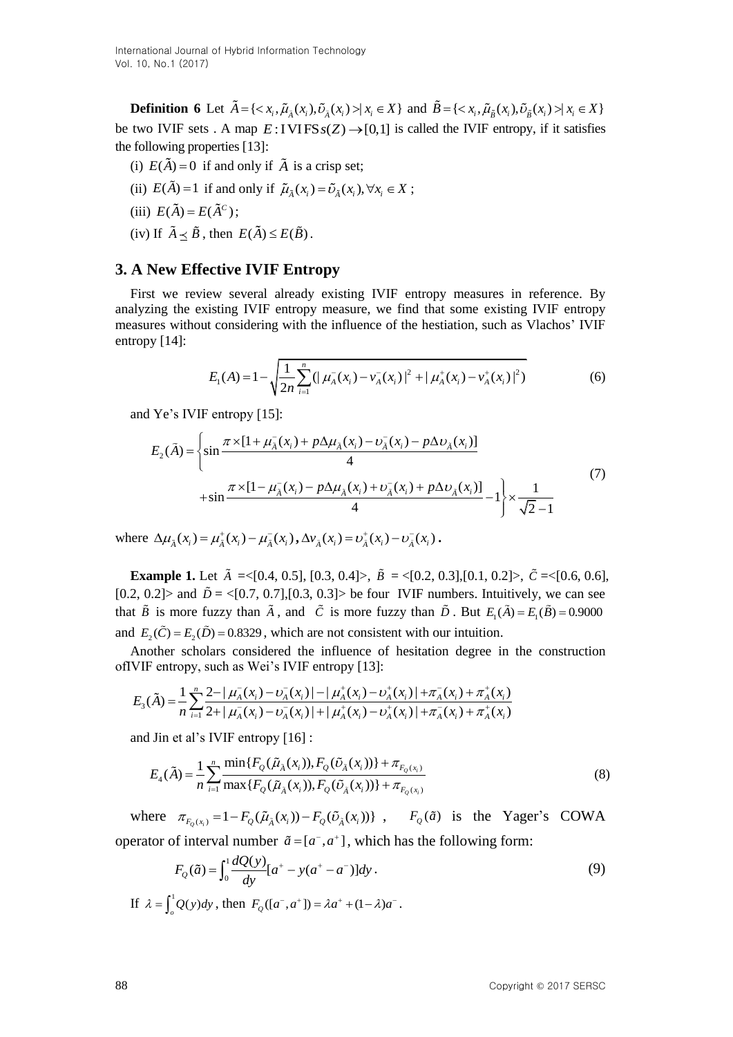**Definition 6** Let $\tilde{A}=\{<x_i,\tilde{\mu}_{\tilde{A}}(x_i),\tilde{\upsilon}_{\tilde{A}}(x_i)>|x_i\in X\}$ and $\tilde{B}=\{<x_i,\tilde{\mu}_{\tilde{B}}(x_i),\tilde{\upsilon}_{\tilde{B}}(x_i)>|x_i\in X\}$ be two IVIF sets . A map $E:\text{IVIFS}s(Z)\to[0,1]$ is called the IVIF entropy, if it satisfies the following properties [13]:

(i) $E(\tilde{A})=0$ if and only if $\tilde{A}$ is a crisp set;

(ii) $E(\tilde{A})=1$ if and only if $\tilde{\mu}_{\tilde{A}}(x_i)=\tilde{\upsilon}_{\tilde{A}}(x_i),\forall x_i\in X$ ;

(iii) $E(\tilde{A})=E(\tilde{A}^C)$;

(iv) If $\tilde{A}\preceq\tilde{B}$, then $E(\tilde{A})\le E(\tilde{B})$.

## 3. A New Effective IVIF Entropy

First we review several already existing IVIF entropy measures in reference. By analyzing the existing IVIF entropy measure, we find that some existing IVIF entropy measures without considering with the influence of the hestiation, such as Vlachos' IVIF entropy [14]:

$$E_1(A)=1-\sqrt{\frac{1}{2n}\sum_{i=1}^{n}(|\mu_A^-(x_i)-v_A^-(x_i)|^2+|\mu_A^+(x_i)-v_A^+(x_i)|^2)} \tag{6}$$

and Ye's IVIF entropy [15]:

$$E_2(\tilde{A})=\left\{\sin\frac{\pi\times[1+\mu_{\tilde{A}}^-(x_i)+p\Delta\mu_{\tilde{A}}(x_i)-\upsilon_{\tilde{A}}^-(x_i)-p\Delta\upsilon_{\tilde{A}}(x_i)]}{4}\right.$$
$$\left.+\sin\frac{\pi\times[1-\mu_{\tilde{A}}^-(x_i)-p\Delta\mu_{\tilde{A}}(x_i)+\upsilon_{\tilde{A}}^-(x_i)+p\Delta\upsilon_{\tilde{A}}(x_i)]}{4}-1\right\}\times\frac{1}{\sqrt{2}-1} \tag{7}$$

where $\Delta\mu_{\tilde{A}}(x_i)=\mu_{\tilde{A}}^+(x_i)-\mu_{\tilde{A}}^-(x_i)$, $\Delta v_{\tilde{A}}(x_i)=\upsilon_{\tilde{A}}^+(x_i)-\upsilon_{\tilde{A}}^-(x_i)$.

**Example 1.** Let $\tilde{A}$ =<[0.4, 0.5], [0.3, 0.4]>, $\tilde{B}$ = <[0.2, 0.3],[0.1, 0.2]>, $\tilde{C}$ =<[0.6, 0.6], [0.2, 0.2]> and $\tilde{D}$ = <[0.7, 0.7],[0.3, 0.3]> be four IVIF numbers. Intuitively, we can see that $\tilde{B}$ is more fuzzy than $\tilde{A}$, and $\tilde{C}$ is more fuzzy than $\tilde{D}$. But $E_1(\tilde{A})=E_1(\tilde{B})=0.9000$ and $E_2(\tilde{C})=E_2(\tilde{D})=0.8329$, which are not consistent with our intuition.

Another scholars considered the influence of hesitation degree in the construction ofIVIF entropy, such as Wei's IVIF entropy [13]:

$$E_3(\tilde{A})=\frac{1}{n}\sum_{i=1}^{n}\frac{2-|\mu_A^-(x_i)-\upsilon_A^-(x_i)|-|\mu_A^+(x_i)-\upsilon_A^+(x_i)|+\pi_A^-(x_i)+\pi_A^+(x_i)}{2+|\mu_A^-(x_i)-\upsilon_A^-(x_i)|+|\mu_A^+(x_i)-\upsilon_A^+(x_i)|+\pi_A^-(x_i)+\pi_A^+(x_i)}$$

and Jin et al's IVIF entropy [16] :

$$E_4(\tilde{A})=\frac{1}{n}\sum_{i=1}^{n}\frac{\min\{F_Q(\tilde{\mu}_{\tilde{A}}(x_i)),F_Q(\tilde{\upsilon}_{\tilde{A}}(x_i))\}+\pi_{F_Q(x_i)}}{\max\{F_Q(\tilde{\mu}_{\tilde{A}}(x_i)),F_Q(\tilde{\upsilon}_{\tilde{A}}(x_i))\}+\pi_{F_Q(x_i)}} \tag{8}$$

where $\pi_{F_Q(x_i)}=1-F_Q(\tilde{\mu}_{\tilde{A}}(x_i))-F_Q(\tilde{\upsilon}_{\tilde{A}}(x_i))\}$ , $F_Q(\tilde{a})$ is the Yager's COWA operator of interval number $\tilde{a}=[a^-,a^+]$, which has the following form:

$$F_Q(\tilde{a})=\int_0^1\frac{dQ(y)}{dy}[a^+-y(a^+-a^-)]dy\,. \tag{9}$$

If $\lambda=\int_o^1 Q(y)dy$, then $F_Q([a^-,a^+])=\lambda a^++(1-\lambda)a^-$.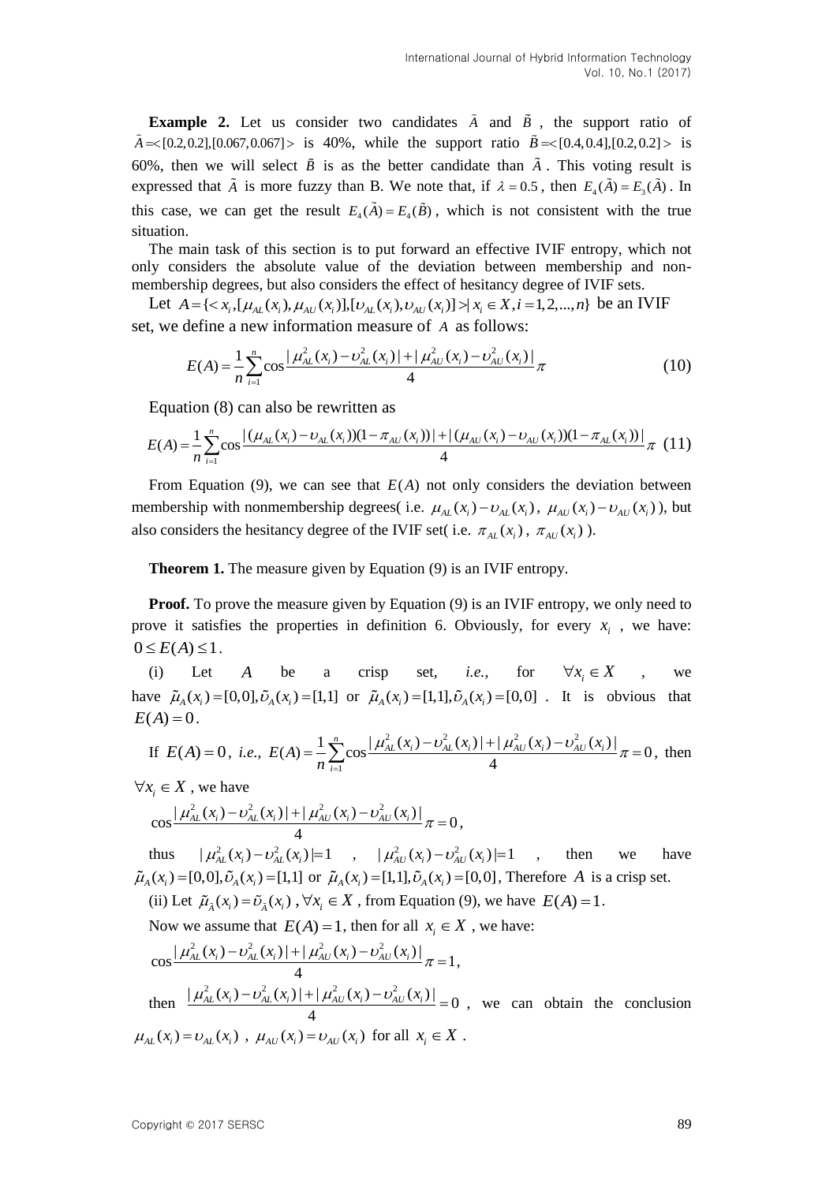**Example 2.** Let us consider two candidates $\tilde{A}$ and $\tilde{B}$, the support ratio of $\tilde{A}=<[0.2,0.2],[0.067,0.067]>$ is 40%, while the support ratio $\tilde{B}=<[0.4,0.4],[0.2,0.2]>$ is 60%, then we will select $\tilde{B}$ is as the better candidate than $\tilde{A}$. This voting result is expressed that $\tilde{A}$ is more fuzzy than B. We note that, if $\lambda=0.5$, then $E_4(\tilde{A})=E_3(\tilde{A})$. In this case, we can get the result $E_4(\tilde{A})=E_4(\tilde{B})$, which is not consistent with the true situation.

The main task of this section is to put forward an effective IVIF entropy, which not only considers the absolute value of the deviation between membership and non-membership degrees, but also considers the effect of hesitancy degree of IVIF sets.

Let $A=\{<x_i,[\mu_{AL}(x_i),\mu_{AU}(x_i)],[\upsilon_{AL}(x_i),\upsilon_{AU}(x_i)]>|x_i\in X, i=1,2,...,n\}$ be an IVIF set, we define a new information measure of $A$ as follows:

$$E(A)=\frac{1}{n}\sum_{i=1}^{n}\cos\frac{|\mu_{AL}^2(x_i)-\upsilon_{AL}^2(x_i)|+|\mu_{AU}^2(x_i)-\upsilon_{AU}^2(x_i)|}{4}\pi \tag{10}$$

Equation (8) can also be rewritten as

$$E(A)=\frac{1}{n}\sum_{i=1}^{n}\cos\frac{|(\mu_{AL}(x_i)-\upsilon_{AL}(x_i))(1-\pi_{AU}(x_i))|+|(\mu_{AU}(x_i)-\upsilon_{AU}(x_i))(1-\pi_{AL}(x_i))|}{4}\pi \tag{11}$$

From Equation (9), we can see that $E(A)$ not only considers the deviation between membership with nonmembership degrees( i.e. $\mu_{AL}(x_i)-\upsilon_{AL}(x_i)$, $\mu_{AU}(x_i)-\upsilon_{AU}(x_i)$ ), but also considers the hesitancy degree of the IVIF set( i.e. $\pi_{AL}(x_i)$, $\pi_{AU}(x_i)$ ).

**Theorem 1.** The measure given by Equation (9) is an IVIF entropy.

**Proof.** To prove the measure given by Equation (9) is an IVIF entropy, we only need to prove it satisfies the properties in definition 6. Obviously, for every $x_i$, we have: $0\le E(A)\le 1$.

(i) Let $A$ be a crisp set, *i.e.*, for $\forall x_i\in X$, we have $\tilde{\mu}_A(x_i)=[0,0],\tilde{\upsilon}_A(x_i)=[1,1]$ or $\tilde{\mu}_A(x_i)=[1,1],\tilde{\upsilon}_A(x_i)=[0,0]$. It is obvious that $E(A)=0$.

If $E(A)=0$, *i.e.*, $E(A)=\frac{1}{n}\sum_{i=1}^{n}\cos\frac{|\mu_{AL}^2(x_i)-\upsilon_{AL}^2(x_i)|+|\mu_{AU}^2(x_i)-\upsilon_{AU}^2(x_i)|}{4}\pi=0$, then $\forall x_i\in X$, we have

$$\cos\frac{|\mu_{AL}^2(x_i)-\upsilon_{AL}^2(x_i)|+|\mu_{AU}^2(x_i)-\upsilon_{AU}^2(x_i)|}{4}\pi=0,$$

thus $|\mu_{AL}^2(x_i)-\upsilon_{AL}^2(x_i)|=1$, $|\mu_{AU}^2(x_i)-\upsilon_{AU}^2(x_i)|=1$, then we have $\tilde{\mu}_A(x_i)=[0,0],\tilde{\upsilon}_A(x_i)=[1,1]$ or $\tilde{\mu}_A(x_i)=[1,1],\tilde{\upsilon}_A(x_i)=[0,0]$, Therefore $A$ is a crisp set.

(ii) Let $\tilde{\mu}_{\tilde{A}}(x_i)=\tilde{\upsilon}_{\tilde{A}}(x_i)$, $\forall x_i\in X$, from Equation (9), we have $E(A)=1$.

Now we assume that $E(A)=1$, then for all $x_i\in X$, we have:

$$\cos\frac{|\mu_{AL}^2(x_i)-\upsilon_{AL}^2(x_i)|+|\mu_{AU}^2(x_i)-\upsilon_{AU}^2(x_i)|}{4}\pi=1,$$

then $\frac{|\mu_{AL}^2(x_i)-\upsilon_{AL}^2(x_i)|+|\mu_{AU}^2(x_i)-\upsilon_{AU}^2(x_i)|}{4}=0$, we can obtain the conclusion $\mu_{AL}(x_i)=\upsilon_{AL}(x_i)$, $\mu_{AU}(x_i)=\upsilon_{AU}(x_i)$ for all $x_i\in X$.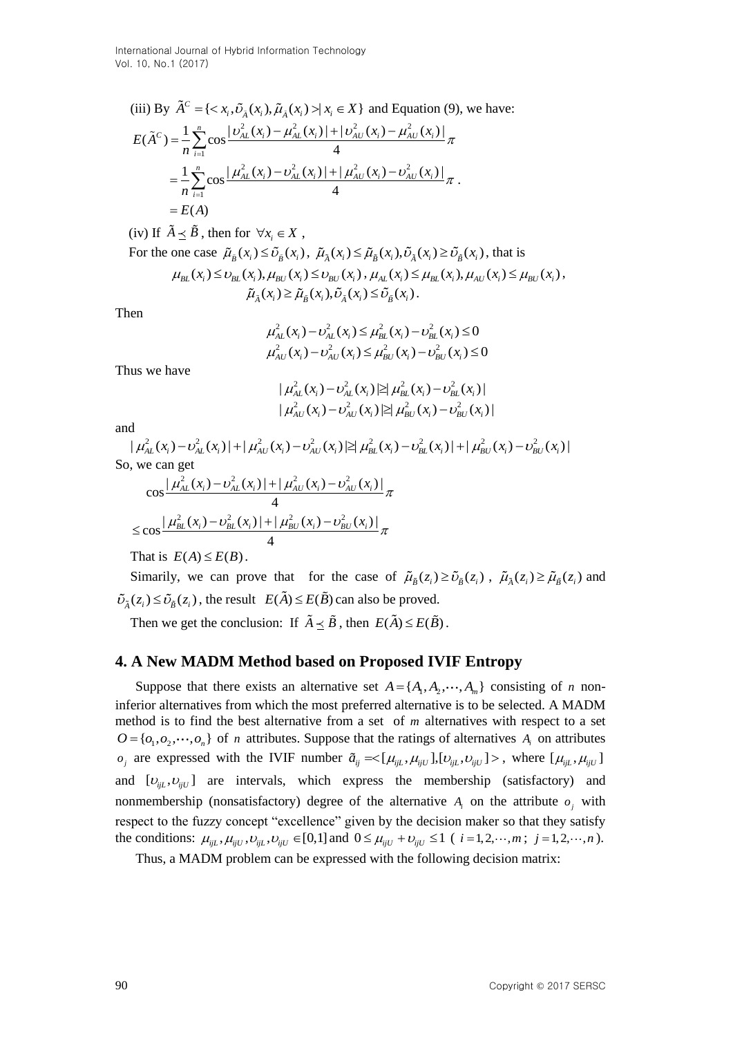(iii) By $\tilde{A}^C = \{< x_i, \tilde{\upsilon}_{\tilde{A}}(x_i), \tilde{\mu}_{\tilde{A}}(x_i) > | x_i \in X\}$ and Equation (9), we have:

$$
\begin{aligned}
E(\tilde{A}^C) &= \frac{1}{n}\sum_{i=1}^{n} \cos\frac{|\upsilon_{AL}^2(x_i) - \mu_{AL}^2(x_i)| + |\upsilon_{AU}^2(x_i) - \mu_{AU}^2(x_i)|}{4}\pi \\
&= \frac{1}{n}\sum_{i=1}^{n} \cos\frac{|\mu_{AL}^2(x_i) - \upsilon_{AL}^2(x_i)| + |\mu_{AU}^2(x_i) - \upsilon_{AU}^2(x_i)|}{4}\pi . \\
&= E(A)
\end{aligned}
$$

(iv) If $\tilde{A} \preceq \tilde{B}$, then for $\forall x_i \in X$,

For the one case $\tilde{\mu}_{\tilde{B}}(x_i) \le \tilde{\upsilon}_{\tilde{B}}(x_i)$, $\tilde{\mu}_{\tilde{A}}(x_i) \le \tilde{\mu}_{\tilde{B}}(x_i), \tilde{\upsilon}_{\tilde{A}}(x_i) \ge \tilde{\upsilon}_{\tilde{B}}(x_i)$, that is

$$
\mu_{BL}(x_i) \le \upsilon_{BL}(x_i), \mu_{BU}(x_i) \le \upsilon_{BU}(x_i), \mu_{AL}(x_i) \le \mu_{BL}(x_i), \mu_{AU}(x_i) \le \mu_{BU}(x_i),
$$

$$
\tilde{\mu}_{\tilde{A}}(x_i) \ge \tilde{\mu}_{\tilde{B}}(x_i), \tilde{\upsilon}_{\tilde{A}}(x_i) \le \tilde{\upsilon}_{\tilde{B}}(x_i).
$$

Then

$$
\mu_{AL}^2(x_i) - \upsilon_{AL}^2(x_i) \le \mu_{BL}^2(x_i) - \upsilon_{BL}^2(x_i) \le 0
$$

$$
\mu_{AU}^2(x_i) - \upsilon_{AU}^2(x_i) \le \mu_{BU}^2(x_i) - \upsilon_{BU}^2(x_i) \le 0
$$

Thus we have

$$
|\mu_{AL}^2(x_i) - \upsilon_{AL}^2(x_i)| \ge |\mu_{BL}^2(x_i) - \upsilon_{BL}^2(x_i)|
$$

$$
|\mu_{AU}^2(x_i) - \upsilon_{AU}^2(x_i)| \ge |\mu_{BU}^2(x_i) - \upsilon_{BU}^2(x_i)|
$$

and

$$
|\mu_{AL}^2(x_i) - \upsilon_{AL}^2(x_i)| + |\mu_{AU}^2(x_i) - \upsilon_{AU}^2(x_i)| \ge |\mu_{BL}^2(x_i) - \upsilon_{BL}^2(x_i)| + |\mu_{BU}^2(x_i) - \upsilon_{BU}^2(x_i)|
$$

So, we can get

$$
\begin{aligned}
&\cos\frac{|\mu_{AL}^2(x_i) - \upsilon_{AL}^2(x_i)| + |\mu_{AU}^2(x_i) - \upsilon_{AU}^2(x_i)|}{4}\pi \\
&\le \cos\frac{|\mu_{BL}^2(x_i) - \upsilon_{BL}^2(x_i)| + |\mu_{BU}^2(x_i) - \upsilon_{BU}^2(x_i)|}{4}\pi
\end{aligned}
$$

That is $E(A) \le E(B)$.

Simarily, we can prove that for the case of $\tilde{\mu}_{\tilde{B}}(z_i) \ge \tilde{\upsilon}_{\tilde{B}}(z_i)$, $\tilde{\mu}_{\tilde{A}}(z_i) \ge \tilde{\mu}_{\tilde{B}}(z_i)$ and $\tilde{\upsilon}_{\tilde{A}}(z_i) \le \tilde{\upsilon}_{\tilde{B}}(z_i)$, the result $E(\tilde{A}) \le E(\tilde{B})$ can also be proved.

Then we get the conclusion: If $\tilde{A} \preceq \tilde{B}$, then $E(\tilde{A}) \le E(\tilde{B})$.

## 4. A New MADM Method based on Proposed IVIF Entropy

Suppose that there exists an alternative set $A = \{A_1, A_2, \cdots, A_m\}$ consisting of $n$ non-inferior alternatives from which the most preferred alternative is to be selected. A MADM method is to find the best alternative from a set of $m$ alternatives with respect to a set $O = \{o_1, o_2, \cdots, o_n\}$ of $n$ attributes. Suppose that the ratings of alternatives $A_i$ on attributes $o_j$ are expressed with the IVIF number $\tilde{a}_{ij} = <[\mu_{ijL}, \mu_{ijU}], [\upsilon_{ijL}, \upsilon_{ijU}]>$, where $[\mu_{ijL}, \mu_{ijU}]$ and $[\upsilon_{ijL}, \upsilon_{ijU}]$ are intervals, which express the membership (satisfactory) and nonmembership (nonsatisfactory) degree of the alternative $A_i$ on the attribute $o_j$ with respect to the fuzzy concept "excellence" given by the decision maker so that they satisfy the conditions: $\mu_{ijL}, \mu_{ijU}, \upsilon_{ijL}, \upsilon_{ijU} \in [0,1]$ and $0 \le \mu_{ijU} + \upsilon_{ijU} \le 1$ ( $i = 1, 2, \cdots, m$; $j = 1, 2, \cdots, n$).

Thus, a MADM problem can be expressed with the following decision matrix: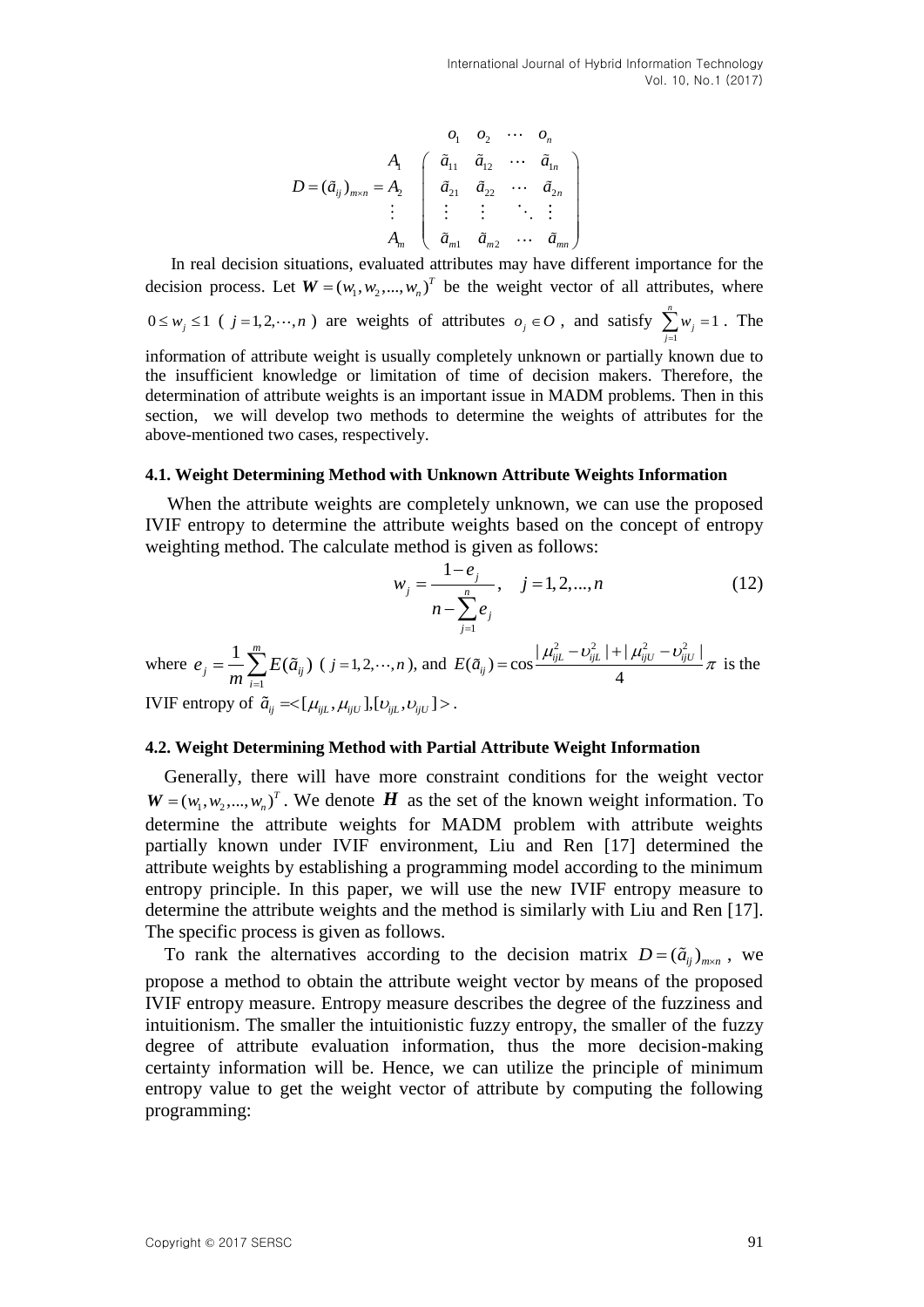$$D = (\tilde{a}_{ij})_{m\times n} = \begin{matrix} & \begin{matrix} o_1 & o_2 & \cdots & o_n \end{matrix} \\ \begin{matrix} A_1 \\ A_2 \\ \vdots \\ A_m \end{matrix} & \begin{pmatrix} \tilde{a}_{11} & \tilde{a}_{12} & \cdots & \tilde{a}_{1n} \\ \tilde{a}_{21} & \tilde{a}_{22} & \cdots & \tilde{a}_{2n} \\ \vdots & \vdots & \ddots & \vdots \\ \tilde{a}_{m1} & \tilde{a}_{m2} & \cdots & \tilde{a}_{mn} \end{pmatrix} \end{matrix}$$

In real decision situations, evaluated attributes may have different importance for the decision process. Let $\boldsymbol{W} = (w_1, w_2, ..., w_n)^T$ be the weight vector of all attributes, where $0 \le w_j \le 1$ ( $j = 1, 2, \cdots, n$ ) are weights of attributes $o_j \in O$, and satisfy $\sum_{j=1}^{n} w_j = 1$. The information of attribute weight is usually completely unknown or partially known due to the insufficient knowledge or limitation of time of decision makers. Therefore, the determination of attribute weights is an important issue in MADM problems. Then in this section, we will develop two methods to determine the weights of attributes for the above-mentioned two cases, respectively.

### 4.1. Weight Determining Method with Unknown Attribute Weights Information

When the attribute weights are completely unknown, we can use the proposed IVIF entropy to determine the attribute weights based on the concept of entropy weighting method. The calculate method is given as follows:

$$w_j = \frac{1 - e_j}{n - \sum_{j=1}^{n} e_j}, \quad j = 1, 2, ..., n \tag{12}$$

where $e_j = \frac{1}{m}\sum_{i=1}^{m} E(\tilde{a}_{ij})$ ( $j = 1, 2, \cdots, n$), and $E(\tilde{a}_{ij}) = \cos\frac{|\mu_{ijL}^2 - \upsilon_{ijL}^2| + |\mu_{ijU}^2 - \upsilon_{ijU}^2|}{4}\pi$ is the IVIF entropy of $\tilde{a}_{ij} = <[\mu_{ijL}, \mu_{ijU}], [\upsilon_{ijL}, \upsilon_{ijU}]>$.

### 4.2. Weight Determining Method with Partial Attribute Weight Information

Generally, there will have more constraint conditions for the weight vector $\boldsymbol{W} = (w_1, w_2, ..., w_n)^T$. We denote $\boldsymbol{H}$ as the set of the known weight information. To determine the attribute weights for MADM problem with attribute weights partially known under IVIF environment, Liu and Ren [17] determined the attribute weights by establishing a programming model according to the minimum entropy principle. In this paper, we will use the new IVIF entropy measure to determine the attribute weights and the method is similarly with Liu and Ren [17]. The specific process is given as follows.

To rank the alternatives according to the decision matrix $D = (\tilde{a}_{ij})_{m\times n}$, we propose a method to obtain the attribute weight vector by means of the proposed IVIF entropy measure. Entropy measure describes the degree of the fuzziness and intuitionism. The smaller the intuitionistic fuzzy entropy, the smaller of the fuzzy degree of attribute evaluation information, thus the more decision-making certainty information will be. Hence, we can utilize the principle of minimum entropy value to get the weight vector of attribute by computing the following programming: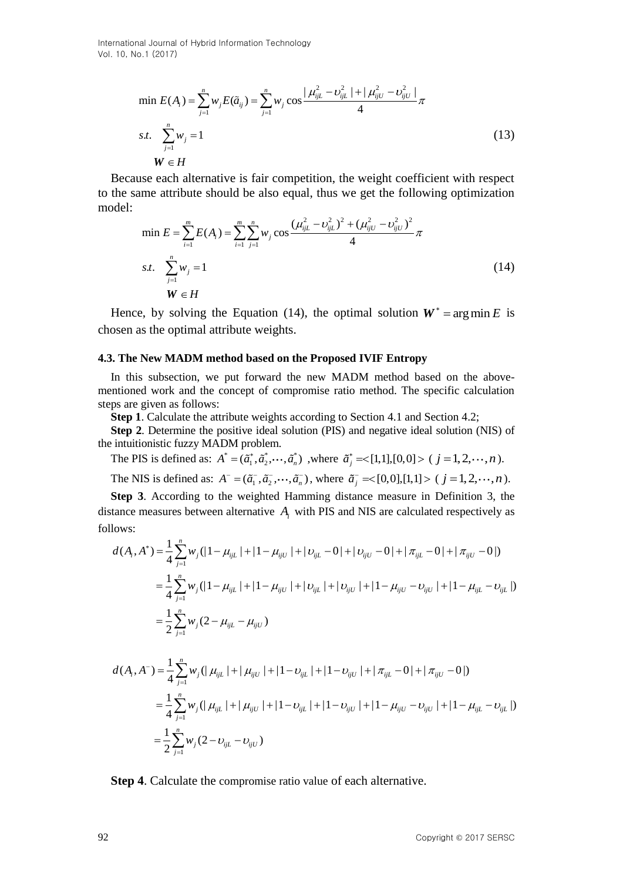$$
\begin{aligned}
&\min E(A_i) = \sum_{j=1}^{n} w_j E(\tilde{a}_{ij}) = \sum_{j=1}^{n} w_j \cos \frac{|\mu_{ijL}^2 - \upsilon_{ijL}^2| + |\mu_{ijU}^2 - \upsilon_{ijU}^2|}{4}\pi \\
&s.t. \quad \sum_{j=1}^{n} w_j = 1 \\
&\quad \boldsymbol{W} \in H
\end{aligned} \tag{13}
$$

Because each alternative is fair competition, the weight coefficient with respect to the same attribute should be also equal, thus we get the following optimization model:

$$
\begin{aligned}
&\min E = \sum_{i=1}^{m} E(A_i) = \sum_{i=1}^{m} \sum_{j=1}^{n} w_j \cos \frac{(\mu_{ijL}^2 - \upsilon_{ijL}^2)^2 + (\mu_{ijU}^2 - \upsilon_{ijU}^2)^2}{4}\pi \\
&s.t. \quad \sum_{j=1}^{n} w_j = 1 \\
&\quad \boldsymbol{W} \in H
\end{aligned} \tag{14}
$$

Hence, by solving the Equation (14), the optimal solution $\boldsymbol{W}^* = \arg\min E$ is chosen as the optimal attribute weights.

### 4.3. The New MADM method based on the Proposed IVIF Entropy

In this subsection, we put forward the new MADM method based on the above-mentioned work and the concept of compromise ratio method. The specific calculation steps are given as follows:

**Step 1**. Calculate the attribute weights according to Section 4.1 and Section 4.2;

**Step 2**. Determine the positive ideal solution (PIS) and negative ideal solution (NIS) of the intuitionistic fuzzy MADM problem.

The PIS is defined as: $A^* = (\tilde{a}_1^*, \tilde{a}_2^*, \cdots, \tilde{a}_n^*)$ ,where $\tilde{a}_j^* = <[1,1],[0,0]>$ ( $j = 1, 2, \cdots, n$ ).

The NIS is defined as: $A^- = (\tilde{a}_1^-, \tilde{a}_2^-, \cdots, \tilde{a}_n^-)$, where $\tilde{a}_j^- = <[0,0],[1,1]>$ ( $j = 1, 2, \cdots, n$ ).

**Step 3**. According to the weighted Hamming distance measure in Definition 3, the distance measures between alternative $A_i$ with PIS and NIS are calculated respectively as follows:

$$
\begin{aligned}
d(A_i, A^*) &= \frac{1}{4}\sum_{j=1}^{n} w_j (|1-\mu_{ijL}| + |1-\mu_{ijU}| + |\upsilon_{ijL} - 0| + |\upsilon_{ijU} - 0| + |\pi_{ijL} - 0| + |\pi_{ijU} - 0|) \\
&= \frac{1}{4}\sum_{j=1}^{n} w_j (|1-\mu_{ijL}| + |1-\mu_{ijU}| + |\upsilon_{ijL}| + |\upsilon_{ijU}| + |1-\mu_{ijU} - \upsilon_{ijU}| + |1-\mu_{ijL} - \upsilon_{ijL}|) \\
&= \frac{1}{2}\sum_{j=1}^{n} w_j (2 - \mu_{ijL} - \mu_{ijU})
\end{aligned}
$$

$$
\begin{aligned}
d(A_i, A^-) &= \frac{1}{4}\sum_{j=1}^{n} w_j (|\mu_{ijL}| + |\mu_{ijU}| + |1-\upsilon_{ijL}| + |1-\upsilon_{ijU}| + |\pi_{ijL} - 0| + |\pi_{ijU} - 0|) \\
&= \frac{1}{4}\sum_{j=1}^{n} w_j (|\mu_{ijL}| + |\mu_{ijU}| + |1-\upsilon_{ijL}| + |1-\upsilon_{ijU}| + |1-\mu_{ijU} - \upsilon_{ijU}| + |1-\mu_{ijL} - \upsilon_{ijL}|) \\
&= \frac{1}{2}\sum_{j=1}^{n} w_j (2 - \upsilon_{ijL} - \upsilon_{ijU})
\end{aligned}
$$

**Step 4**. Calculate the compromise ratio value of each alternative.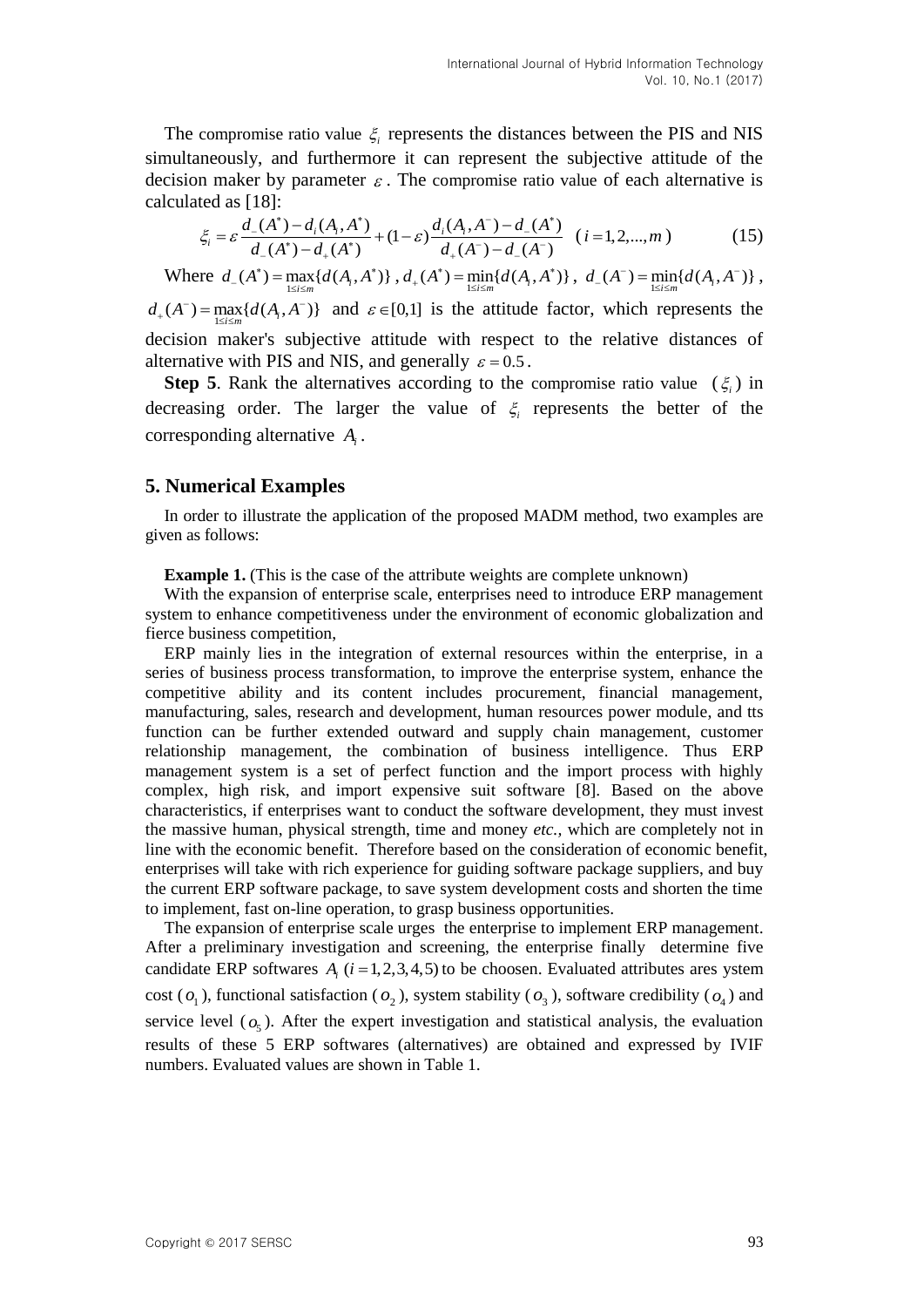The compromise ratio value $\xi_i$ represents the distances between the PIS and NIS simultaneously, and furthermore it can represent the subjective attitude of the decision maker by parameter $\varepsilon$. The compromise ratio value of each alternative is calculated as [18]:

$$\xi_i = \varepsilon \frac{d_-(A^*) - d_i(A_i, A^*)}{d_-(A^*) - d_+(A^*)} + (1-\varepsilon)\frac{d_i(A_i, A^-) - d_-(A^*)}{d_+(A^-) - d_-(A^-)} \quad (i = 1, 2, ..., m) \tag{15}$$

Where $d_-(A^*) = \max_{1 \le i \le m}\{d(A_i, A^*)\}$, $d_+(A^*) = \min_{1 \le i \le m}\{d(A_i, A^*)\}$, $d_-(A^-) = \min_{1 \le i \le m}\{d(A_i, A^-)\}$, $d_+(A^-) = \max_{1 \le i \le m}\{d(A_i, A^-)\}$ and $\varepsilon \in [0,1]$ is the attitude factor, which represents the decision maker's subjective attitude with respect to the relative distances of alternative with PIS and NIS, and generally $\varepsilon = 0.5$.

**Step 5**. Rank the alternatives according to the compromise ratio value ($\xi_i$) in decreasing order. The larger the value of $\xi_i$ represents the better of the corresponding alternative $A_i$.

## 5. Numerical Examples

In order to illustrate the application of the proposed MADM method, two examples are given as follows:

**Example 1.** (This is the case of the attribute weights are complete unknown)

With the expansion of enterprise scale, enterprises need to introduce ERP management system to enhance competitiveness under the environment of economic globalization and fierce business competition,

ERP mainly lies in the integration of external resources within the enterprise, in a series of business process transformation, to improve the enterprise system, enhance the competitive ability and its content includes procurement, financial management, manufacturing, sales, research and development, human resources power module, and tts function can be further extended outward and supply chain management, customer relationship management, the combination of business intelligence. Thus ERP management system is a set of perfect function and the import process with highly complex, high risk, and import expensive suit software [8]. Based on the above characteristics, if enterprises want to conduct the software development, they must invest the massive human, physical strength, time and money *etc.,* which are completely not in line with the economic benefit. Therefore based on the consideration of economic benefit, enterprises will take with rich experience for guiding software package suppliers, and buy the current ERP software package, to save system development costs and shorten the time to implement, fast on-line operation, to grasp business opportunities.

The expansion of enterprise scale urges the enterprise to implement ERP management. After a preliminary investigation and screening, the enterprise finally determine five candidate ERP softwares $A_i$ $(i = 1, 2, 3, 4, 5)$ to be choosen. Evaluated attributes ares ystem cost ($o_1$), functional satisfaction ($o_2$), system stability ($o_3$), software credibility ($o_4$) and service level ($o_5$). After the expert investigation and statistical analysis, the evaluation results of these 5 ERP softwares (alternatives) are obtained and expressed by IVIF numbers. Evaluated values are shown in Table 1.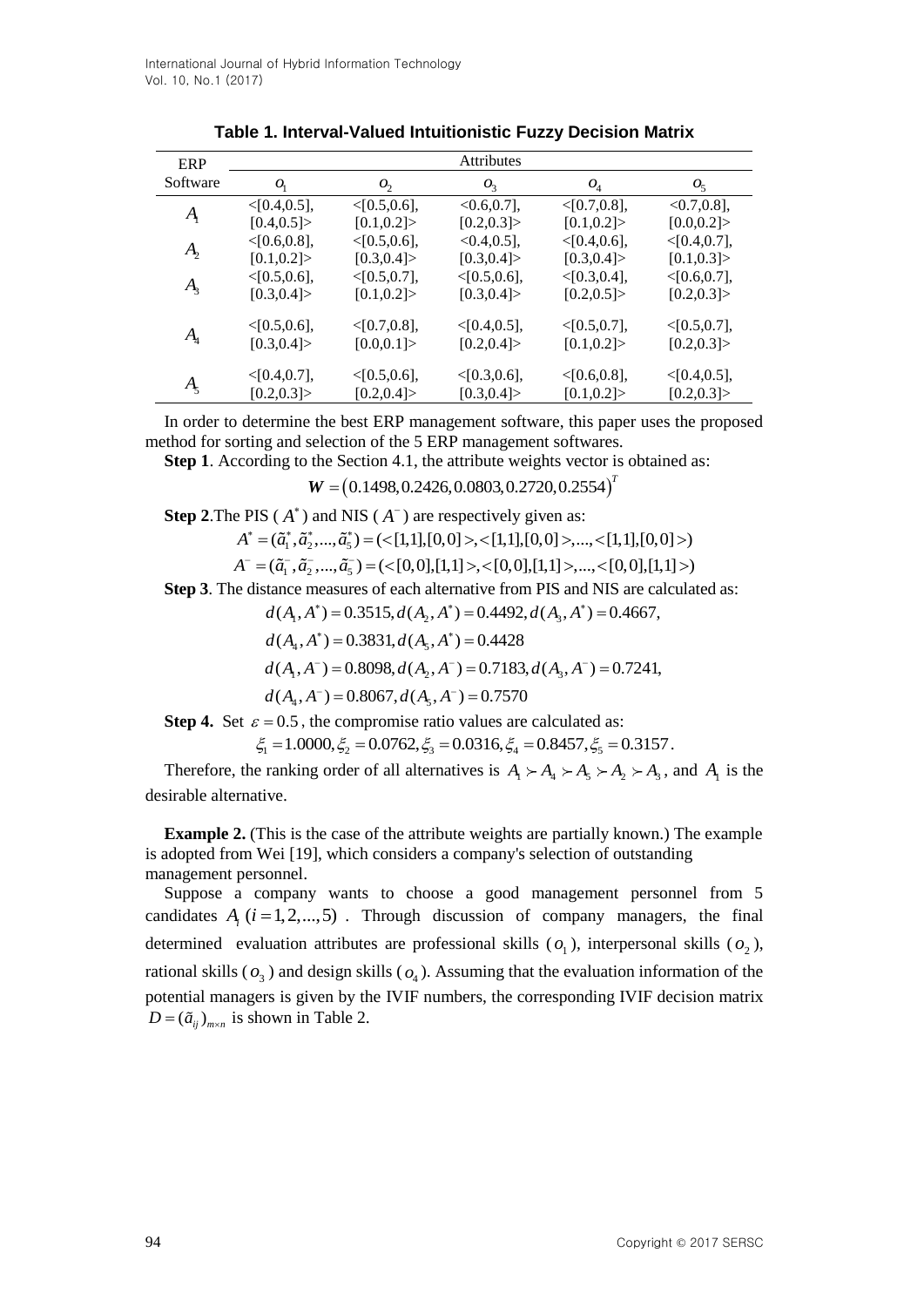**Table 1. Interval-Valued Intuitionistic Fuzzy Decision Matrix**

| ERP Software | Attributes | | | | |
|---|---|---|---|---|---|
| | $o_1$ | $o_2$ | $o_3$ | $o_4$ | $o_5$ |
| $A_1$ | <[0.4,0.5], [0.4,0.5]> | <[0.5,0.6], [0.1,0.2]> | <0.6,0.7], [0.2,0.3]> | <[0.7,0.8], [0.1,0.2]> | <0.7,0.8], [0.0,0.2]> |
| $A_2$ | <[0.6,0.8], [0.1,0.2]> | <[0.5,0.6], [0.3,0.4]> | <0.4,0.5], [0.3,0.4]> | <[0.4,0.6], [0.3,0.4]> | <[0.4,0.7], [0.1,0.3]> |
| $A_3$ | <[0.5,0.6], [0.3,0.4]> | <[0.5,0.7], [0.1,0.2]> | <[0.5,0.6], [0.3,0.4]> | <[0.3,0.4], [0.2,0.5]> | <[0.6,0.7], [0.2,0.3]> |
| $A_4$ | <[0.5,0.6], [0.3,0.4]> | <[0.7,0.8], [0.0,0.1]> | <[0.4,0.5], [0.2,0.4]> | <[0.5,0.7], [0.1,0.2]> | <[0.5,0.7], [0.2,0.3]> |
| $A_5$ | <[0.4,0.7], [0.2,0.3]> | <[0.5,0.6], [0.2,0.4]> | <[0.3,0.6], [0.3,0.4]> | <[0.6,0.8], [0.1,0.2]> | <[0.4,0.5], [0.2,0.3]> |

In order to determine the best ERP management software, this paper uses the proposed method for sorting and selection of the 5 ERP management softwares.

**Step 1**. According to the Section 4.1, the attribute weights vector is obtained as:

$$\boldsymbol{W} = (0.1498, 0.2426, 0.0803, 0.2720, 0.2554)^T$$

**Step 2**.The PIS ( $A^*$ ) and NIS ( $A^-$ ) are respectively given as:

$$A^* = (\tilde{a}_1^*, \tilde{a}_2^*, ..., \tilde{a}_5^*) = (<[1,1],[0,0]>, <[1,1],[0,0]>, ..., <[1,1],[0,0]>)$$

$$A^- = (\tilde{a}_1^-, \tilde{a}_2^-, ..., \tilde{a}_5^-) = (<[0,0],[1,1]>, <[0,0],[1,1]>, ..., <[0,0],[1,1]>)$$

**Step 3**. The distance measures of each alternative from PIS and NIS are calculated as:

$$d(A_1, A^*) = 0.3515, d(A_2, A^*) = 0.4492, d(A_3, A^*) = 0.4667,$$

$$d(A_4, A^*) = 0.3831, d(A_5, A^*) = 0.4428$$

$$d(A_1, A^-) = 0.8098, d(A_2, A^-) = 0.7183, d(A_3, A^-) = 0.7241,$$

$$d(A_4, A^-) = 0.8067, d(A_5, A^-) = 0.7570$$

**Step 4.** Set $\varepsilon = 0.5$ , the compromise ratio values are calculated as:

$$\xi_1 = 1.0000, \xi_2 = 0.0762, \xi_3 = 0.0316, \xi_4 = 0.8457, \xi_5 = 0.3157.$$

Therefore, the ranking order of all alternatives is $A_1 \succ A_4 \succ A_5 \succ A_2 \succ A_3$ , and $A_1$ is the desirable alternative.

**Example 2.** (This is the case of the attribute weights are partially known.) The example is adopted from Wei [19], which considers a company's selection of outstanding management personnel.

Suppose a company wants to choose a good management personnel from 5 candidates $A_i \, (i = 1, 2, ..., 5)$ . Through discussion of company managers, the final determined evaluation attributes are professional skills ( $o_1$ ), interpersonal skills ( $o_2$ ), rational skills ( $o_3$ ) and design skills ( $o_4$ ). Assuming that the evaluation information of the potential managers is given by the IVIF numbers, the corresponding IVIF decision matrix $D = (\tilde{a}_{ij})_{m \times n}$ is shown in Table 2.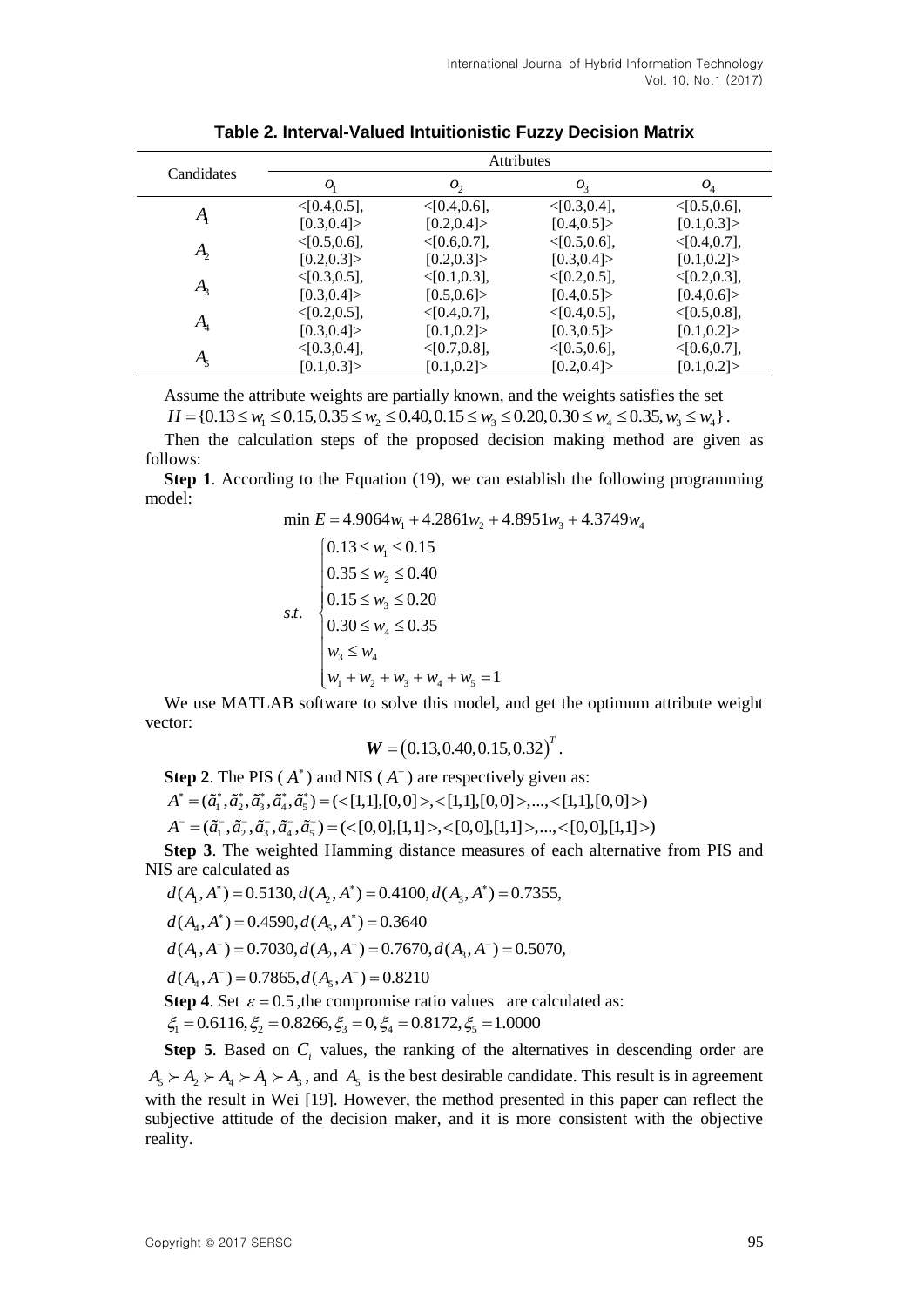**Table 2. Interval-Valued Intuitionistic Fuzzy Decision Matrix**

| Candidates | Attributes | | | |
|---|---|---|---|---|
| | $o_1$ | $o_2$ | $o_3$ | $o_4$ |
| $A_1$ | <[0.4,0.5], [0.3,0.4]> | <[0.4,0.6], [0.2,0.4]> | <[0.3,0.4], [0.4,0.5]> | <[0.5,0.6], [0.1,0.3]> |
| $A_2$ | <[0.5,0.6], [0.2,0.3]> | <[0.6,0.7], [0.2,0.3]> | <[0.5,0.6], [0.3,0.4]> | <[0.4,0.7], [0.1,0.2]> |
| $A_3$ | <[0.3,0.5], [0.3,0.4]> | <[0.1,0.3], [0.5,0.6]> | <[0.2,0.5], [0.4,0.5]> | <[0.2,0.3], [0.4,0.6]> |
| $A_4$ | <[0.2,0.5], [0.3,0.4]> | <[0.4,0.7], [0.1,0.2]> | <[0.4,0.5], [0.3,0.5]> | <[0.5,0.8], [0.1,0.2]> |
| $A_5$ | <[0.3,0.4], [0.1,0.3]> | <[0.7,0.8], [0.1,0.2]> | <[0.5,0.6], [0.2,0.4]> | <[0.6,0.7], [0.1,0.2]> |

Assume the attribute weights are partially known, and the weights satisfies the set $H = \{0.13 \le w_1 \le 0.15, 0.35 \le w_2 \le 0.40, 0.15 \le w_3 \le 0.20, 0.30 \le w_4 \le 0.35, w_3 \le w_4\}$.

Then the calculation steps of the proposed decision making method are given as follows:

**Step 1**. According to the Equation (19), we can establish the following programming model:

$$\min E = 4.9064w_1 + 4.2861w_2 + 4.8951w_3 + 4.3749w_4$$

$$s.t. \quad \begin{cases} 0.13 \le w_1 \le 0.15 \\ 0.35 \le w_2 \le 0.40 \\ 0.15 \le w_3 \le 0.20 \\ 0.30 \le w_4 \le 0.35 \\ w_3 \le w_4 \\ w_1 + w_2 + w_3 + w_4 + w_5 = 1 \end{cases}$$

We use MATLAB software to solve this model, and get the optimum attribute weight vector:

$$\boldsymbol{W} = (0.13, 0.40, 0.15, 0.32)^T.$$

**Step 2**. The PIS ( $A^*$ ) and NIS ( $A^-$ ) are respectively given as:

$A^* = (\tilde{a}_1^*, \tilde{a}_2^*, \tilde{a}_3^*, \tilde{a}_4^*, \tilde{a}_5^*) = (<[1,1],[0,0]>, <[1,1],[0,0]>, ..., <[1,1],[0,0]>)$

$A^- = (\tilde{a}_1^-, \tilde{a}_2^-, \tilde{a}_3^-, \tilde{a}_4^-, \tilde{a}_5^-) = (<[0,0],[1,1]>, <[0,0],[1,1]>, ..., <[0,0],[1,1]>)$

**Step 3**. The weighted Hamming distance measures of each alternative from PIS and NIS are calculated as

$d(A_1, A^*) = 0.5130, d(A_2, A^*) = 0.4100, d(A_3, A^*) = 0.7355,$

$d(A_4, A^*) = 0.4590, d(A_5, A^*) = 0.3640$

$d(A_1, A^-) = 0.7030, d(A_2, A^-) = 0.7670, d(A_3, A^-) = 0.5070,$

$d(A_4, A^-) = 0.7865, d(A_5, A^-) = 0.8210$

**Step 4**. Set $\varepsilon = 0.5$ ,the compromise ratio values are calculated as:

$\xi_1 = 0.6116, \xi_2 = 0.8266, \xi_3 = 0, \xi_4 = 0.8172, \xi_5 = 1.0000$

**Step 5**. Based on $C_i$ values, the ranking of the alternatives in descending order are $A_5 \succ A_2 \succ A_4 \succ A_1 \succ A_3$, and $A_5$ is the best desirable candidate. This result is in agreement with the result in Wei [19]. However, the method presented in this paper can reflect the subjective attitude of the decision maker, and it is more consistent with the objective reality.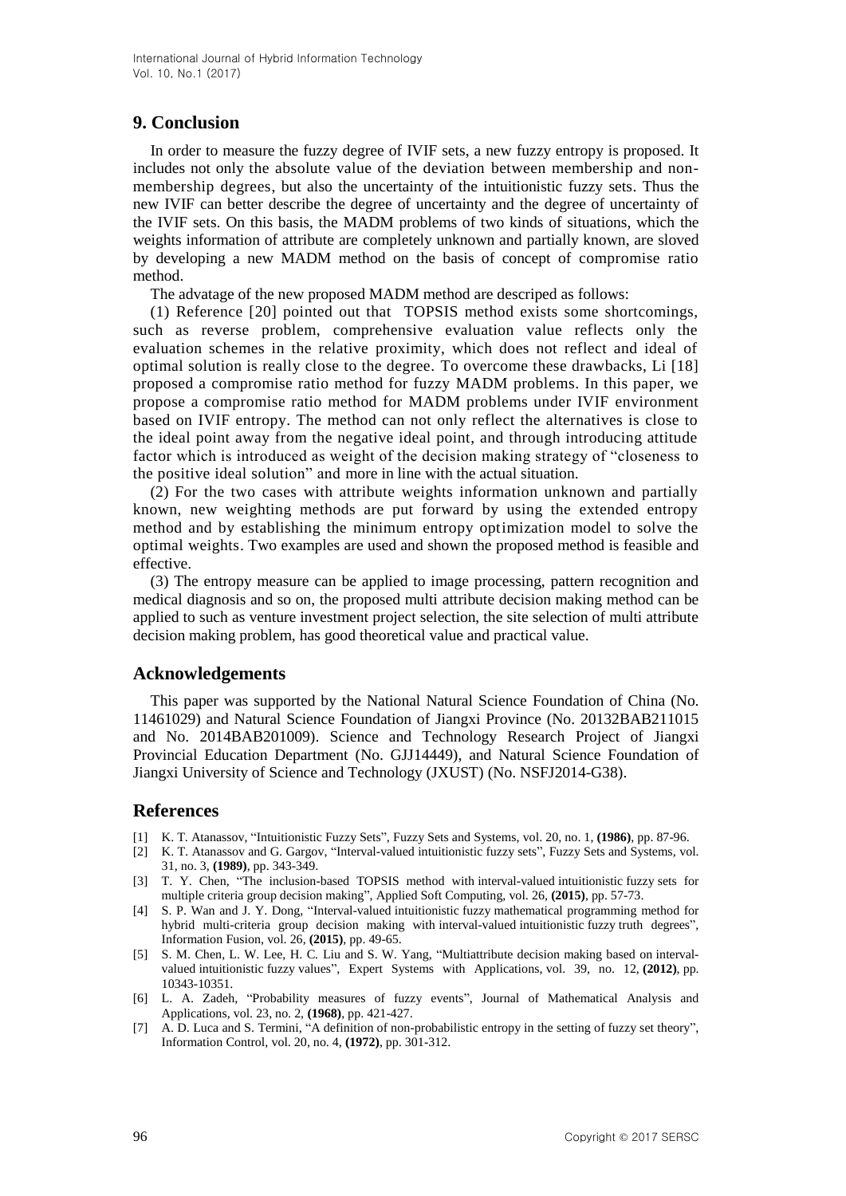## 9. Conclusion

In order to measure the fuzzy degree of IVIF sets, a new fuzzy entropy is proposed. It includes not only the absolute value of the deviation between membership and non-membership degrees, but also the uncertainty of the intuitionistic fuzzy sets. Thus the new IVIF can better describe the degree of uncertainty and the degree of uncertainty of the IVIF sets. On this basis, the MADM problems of two kinds of situations, which the weights information of attribute are completely unknown and partially known, are sloved by developing a new MADM method on the basis of concept of compromise ratio method.

The advatage of the new proposed MADM method are descriped as follows:

(1) Reference [20] pointed out that TOPSIS method exists some shortcomings, such as reverse problem, comprehensive evaluation value reflects only the evaluation schemes in the relative proximity, which does not reflect and ideal of optimal solution is really close to the degree. To overcome these drawbacks, Li [18] proposed a compromise ratio method for fuzzy MADM problems. In this paper, we propose a compromise ratio method for MADM problems under IVIF environment based on IVIF entropy. The method can not only reflect the alternatives is close to the ideal point away from the negative ideal point, and through introducing attitude factor which is introduced as weight of the decision making strategy of "closeness to the positive ideal solution" and more in line with the actual situation.

(2) For the two cases with attribute weights information unknown and partially known, new weighting methods are put forward by using the extended entropy method and by establishing the minimum entropy optimization model to solve the optimal weights. Two examples are used and shown the proposed method is feasible and effective.

(3) The entropy measure can be applied to image processing, pattern recognition and medical diagnosis and so on, the proposed multi attribute decision making method can be applied to such as venture investment project selection, the site selection of multi attribute decision making problem, has good theoretical value and practical value.

## Acknowledgements

This paper was supported by the National Natural Science Foundation of China (No. 11461029) and Natural Science Foundation of Jiangxi Province (No. 20132BAB211015 and No. 2014BAB201009). Science and Technology Research Project of Jiangxi Provincial Education Department (No. GJJ14449), and Natural Science Foundation of Jiangxi University of Science and Technology (JXUST) (No. NSFJ2014-G38).

## References

[1] K. T. Atanassov, "Intuitionistic Fuzzy Sets", Fuzzy Sets and Systems, vol. 20, no. 1, **(1986)**, pp. 87-96.

[2] K. T. Atanassov and G. Gargov, "Interval-valued intuitionistic fuzzy sets", Fuzzy Sets and Systems, vol. 31, no. 3, **(1989)**, pp. 343-349.

[3] T. Y. Chen, "The inclusion-based TOPSIS method with interval-valued intuitionistic fuzzy sets for multiple criteria group decision making", Applied Soft Computing, vol. 26, **(2015)**, pp. 57-73.

[4] S. P. Wan and J. Y. Dong, "Interval-valued intuitionistic fuzzy mathematical programming method for hybrid multi-criteria group decision making with interval-valued intuitionistic fuzzy truth degrees", Information Fusion, vol. 26, **(2015)**, pp. 49-65.

[5] S. M. Chen, L. W. Lee, H. C. Liu and S. W. Yang, "Multiattribute decision making based on interval-valued intuitionistic fuzzy values", Expert Systems with Applications, vol. 39, no. 12, **(2012)**, pp. 10343-10351.

[6] L. A. Zadeh, "Probability measures of fuzzy events", Journal of Mathematical Analysis and Applications, vol. 23, no. 2, **(1968)**, pp. 421-427.

[7] A. D. Luca and S. Termini, "A definition of non-probabilistic entropy in the setting of fuzzy set theory", Information Control, vol. 20, no. 4, **(1972)**, pp. 301-312.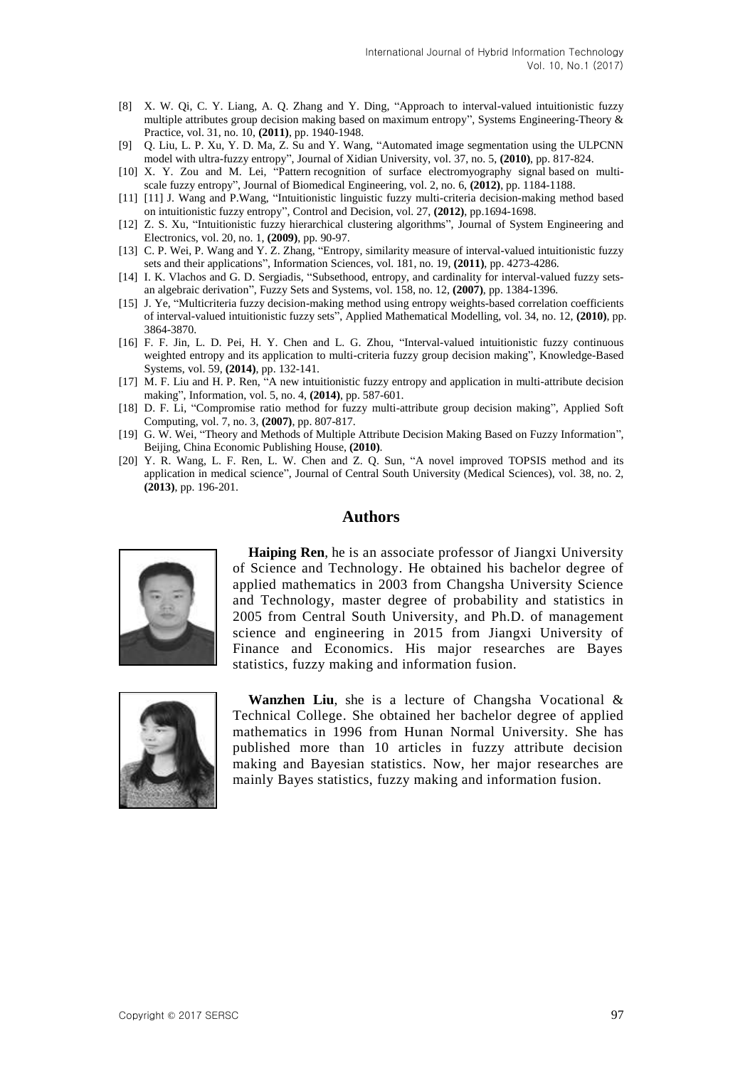[8] X. W. Qi, C. Y. Liang, A. Q. Zhang and Y. Ding, "Approach to interval-valued intuitionistic fuzzy multiple attributes group decision making based on maximum entropy", Systems Engineering-Theory & Practice, vol. 31, no. 10, **(2011)**, pp. 1940-1948.

[9] Q. Liu, L. P. Xu, Y. D. Ma, Z. Su and Y. Wang, "Automated image segmentation using the ULPCNN model with ultra-fuzzy entropy", Journal of Xidian University, vol. 37, no. 5, **(2010)**, pp. 817-824.

[10] X. Y. Zou and M. Lei, "Pattern recognition of surface electromyography signal based on multi-scale fuzzy entropy", Journal of Biomedical Engineering, vol. 2, no. 6, **(2012)**, pp. 1184-1188.

[11] [11] J. Wang and P.Wang, "Intuitionistic linguistic fuzzy multi-criteria decision-making method based on intuitionistic fuzzy entropy", Control and Decision, vol. 27, **(2012)**, pp.1694-1698.

[12] Z. S. Xu, "Intuitionistic fuzzy hierarchical clustering algorithms", Journal of System Engineering and Electronics, vol. 20, no. 1, **(2009)**, pp. 90-97.

[13] C. P. Wei, P. Wang and Y. Z. Zhang, "Entropy, similarity measure of interval-valued intuitionistic fuzzy sets and their applications", Information Sciences, vol. 181, no. 19, **(2011)**, pp. 4273-4286.

[14] I. K. Vlachos and G. D. Sergiadis, "Subsethood, entropy, and cardinality for interval-valued fuzzy sets-an algebraic derivation", Fuzzy Sets and Systems, vol. 158, no. 12, **(2007)**, pp. 1384-1396.

[15] J. Ye, "Multicriteria fuzzy decision-making method using entropy weights-based correlation coefficients of interval-valued intuitionistic fuzzy sets", Applied Mathematical Modelling, vol. 34, no. 12, **(2010)**, pp. 3864-3870.

[16] F. F. Jin, L. D. Pei, H. Y. Chen and L. G. Zhou, "Interval-valued intuitionistic fuzzy continuous weighted entropy and its application to multi-criteria fuzzy group decision making", Knowledge-Based Systems, vol. 59, **(2014)**, pp. 132-141.

[17] M. F. Liu and H. P. Ren, "A new intuitionistic fuzzy entropy and application in multi-attribute decision making", Information, vol. 5, no. 4, **(2014)**, pp. 587-601.

[18] D. F. Li, "Compromise ratio method for fuzzy multi-attribute group decision making", Applied Soft Computing, vol. 7, no. 3, **(2007)**, pp. 807-817.

[19] G. W. Wei, "Theory and Methods of Multiple Attribute Decision Making Based on Fuzzy Information", Beijing, China Economic Publishing House, **(2010)**.

[20] Y. R. Wang, L. F. Ren, L. W. Chen and Z. Q. Sun, "A novel improved TOPSIS method and its application in medical science", Journal of Central South University (Medical Sciences), vol. 38, no. 2, **(2013)**, pp. 196-201.

## Authors

**Haiping Ren**, he is an associate professor of Jiangxi University of Science and Technology. He obtained his bachelor degree of applied mathematics in 2003 from Changsha University Science and Technology, master degree of probability and statistics in 2005 from Central South University, and Ph.D. of management science and engineering in 2015 from Jiangxi University of Finance and Economics. His major researches are Bayes statistics, fuzzy making and information fusion.

**Wanzhen Liu**, she is a lecture of Changsha Vocational & Technical College. She obtained her bachelor degree of applied mathematics in 1996 from Hunan Normal University. She has published more than 10 articles in fuzzy attribute decision making and Bayesian statistics. Now, her major researches are mainly Bayes statistics, fuzzy making and information fusion.